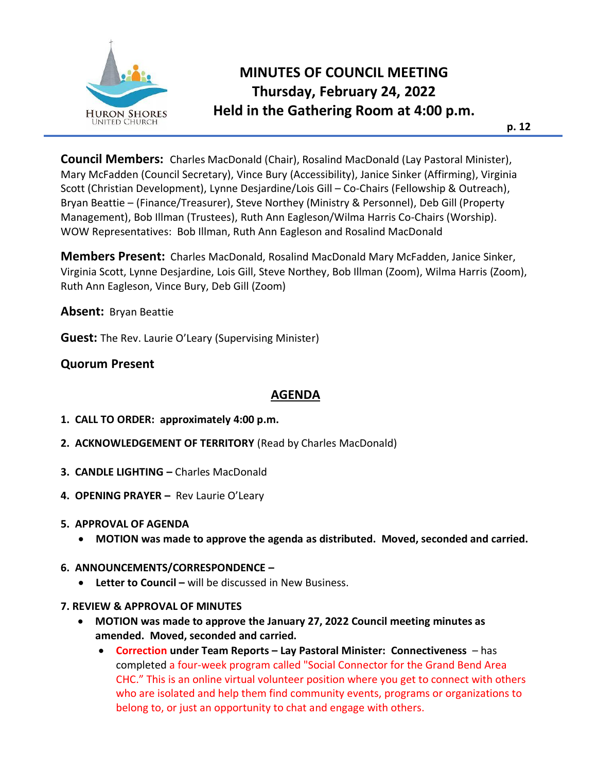# MINUTES OF COUNCIL MEETING
## Thursday, February 24, 2022
## Held in the Gathering Room at 4:00 p.m.

**Council Members:** Charles MacDonald (Chair), Rosalind MacDonald (Lay Pastoral Minister), Mary McFadden (Council Secretary), Vince Bury (Accessibility), Janice Sinker (Affirming), Virginia Scott (Christian Development), Lynne Desjardine/Lois Gill – Co-Chairs (Fellowship & Outreach), Bryan Beattie – (Finance/Treasurer), Steve Northey (Ministry & Personnel), Deb Gill (Property Management), Bob Illman (Trustees), Ruth Ann Eagleson/Wilma Harris Co-Chairs (Worship). WOW Representatives: Bob Illman, Ruth Ann Eagleson and Rosalind MacDonald

**Members Present:** Charles MacDonald, Rosalind MacDonald Mary McFadden, Janice Sinker, Virginia Scott, Lynne Desjardine, Lois Gill, Steve Northey, Bob Illman (Zoom), Wilma Harris (Zoom), Ruth Ann Eagleson, Vince Bury, Deb Gill (Zoom)

**Absent:** Bryan Beattie

**Guest:** The Rev. Laurie O'Leary (Supervising Minister)

**Quorum Present**

## AGENDA

1. **CALL TO ORDER: approximately 4:00 p.m.**
2. **ACKNOWLEDGEMENT OF TERRITORY** (Read by Charles MacDonald)
3. **CANDLE LIGHTING –** Charles MacDonald
4. **OPENING PRAYER –** Rev Laurie O'Leary
5. **APPROVAL OF AGENDA**
   - **MOTION was made to approve the agenda as distributed. Moved, seconded and carried.**
6. **ANNOUNCEMENTS/CORRESPONDENCE –**
   - **Letter to Council –** will be discussed in New Business.

**7. REVIEW & APPROVAL OF MINUTES**

- **MOTION was made to approve the January 27, 2022 Council meeting minutes as amended. Moved, seconded and carried.**
  - **Correction under Team Reports – Lay Pastoral Minister: Connectiveness** – has completed a four-week program called "Social Connector for the Grand Bend Area CHC." This is an online virtual volunteer position where you get to connect with others who are isolated and help them find community events, programs or organizations to belong to, or just an opportunity to chat and engage with others.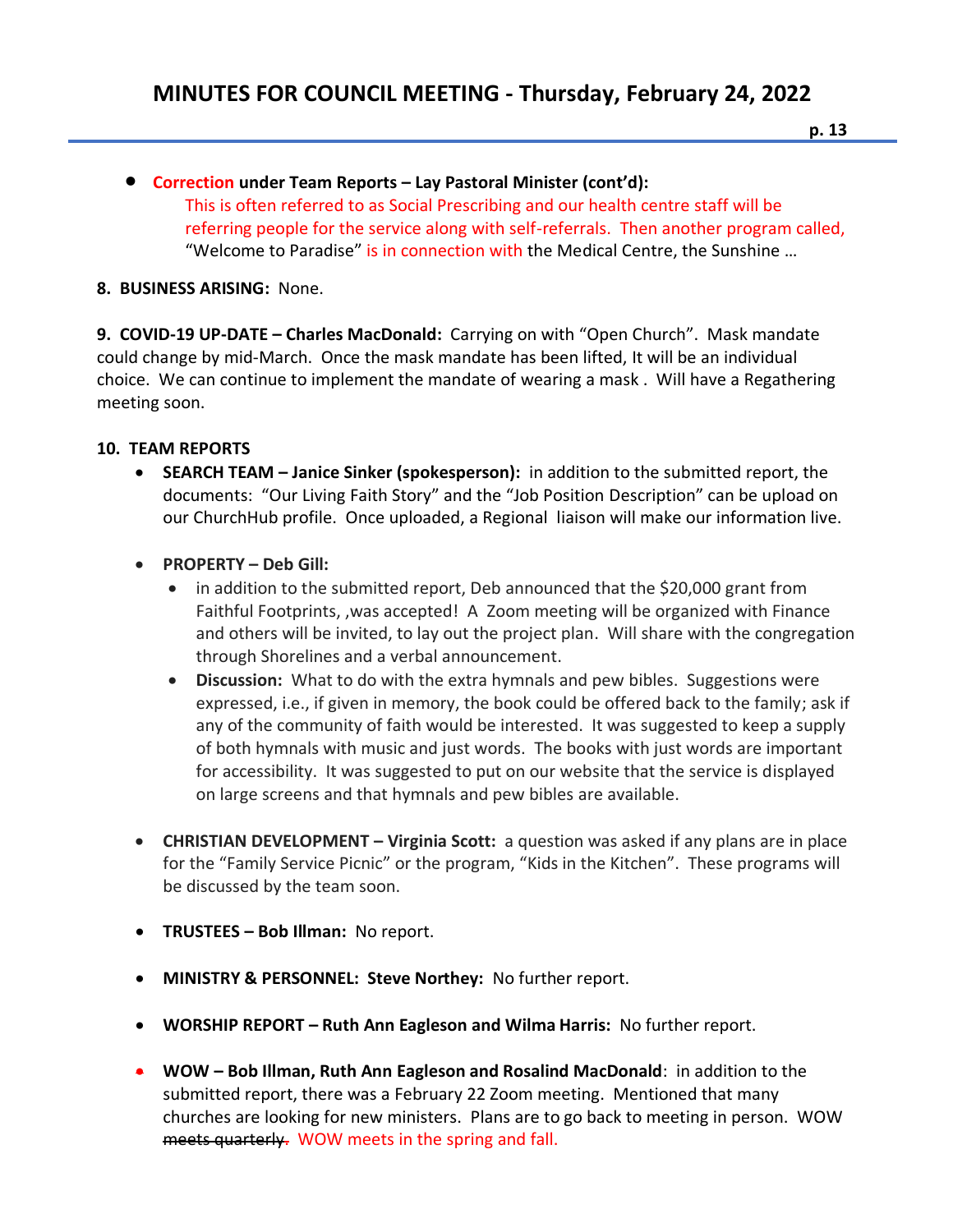- **Correction under Team Reports – Lay Pastoral Minister (cont'd):**
  This is often referred to as Social Prescribing and our health centre staff will be referring people for the service along with self-referrals. Then another program called, "Welcome to Paradise" is in connection with the Medical Centre, the Sunshine …

**8. BUSINESS ARISING:** None.

**9. COVID-19 UP-DATE – Charles MacDonald:** Carrying on with "Open Church". Mask mandate could change by mid-March. Once the mask mandate has been lifted, It will be an individual choice. We can continue to implement the mandate of wearing a mask . Will have a Regathering meeting soon.

**10. TEAM REPORTS**

- **SEARCH TEAM – Janice Sinker (spokesperson):** in addition to the submitted report, the documents: "Our Living Faith Story" and the "Job Position Description" can be upload on our ChurchHub profile. Once uploaded, a Regional liaison will make our information live.

- **PROPERTY – Deb Gill:**
  - in addition to the submitted report, Deb announced that the $20,000 grant from Faithful Footprints, ,was accepted! A Zoom meeting will be organized with Finance and others will be invited, to lay out the project plan. Will share with the congregation through Shorelines and a verbal announcement.
  - **Discussion:** What to do with the extra hymnals and pew bibles. Suggestions were expressed, i.e., if given in memory, the book could be offered back to the family; ask if any of the community of faith would be interested. It was suggested to keep a supply of both hymnals with music and just words. The books with just words are important for accessibility. It was suggested to put on our website that the service is displayed on large screens and that hymnals and pew bibles are available.

- **CHRISTIAN DEVELOPMENT – Virginia Scott:** a question was asked if any plans are in place for the "Family Service Picnic" or the program, "Kids in the Kitchen". These programs will be discussed by the team soon.

- **TRUSTEES – Bob Illman:** No report.

- **MINISTRY & PERSONNEL: Steve Northey:** No further report.

- **WORSHIP REPORT – Ruth Ann Eagleson and Wilma Harris:** No further report.

- **WOW – Bob Illman, Ruth Ann Eagleson and Rosalind MacDonald**: in addition to the submitted report, there was a February 22 Zoom meeting. Mentioned that many churches are looking for new ministers. Plans are to go back to meeting in person. WOW ~~meets quarterly.~~ WOW meets in the spring and fall.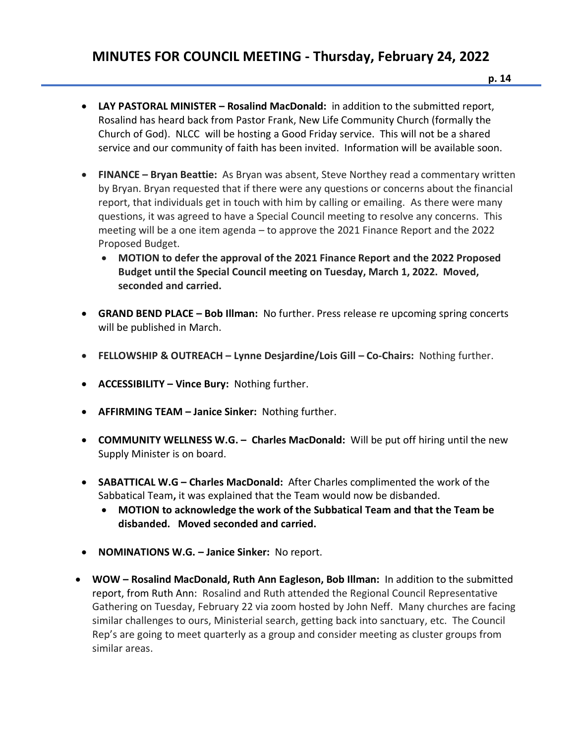- **LAY PASTORAL MINISTER – Rosalind MacDonald:** in addition to the submitted report, Rosalind has heard back from Pastor Frank, New Life Community Church (formally the Church of God). NLCC will be hosting a Good Friday service. This will not be a shared service and our community of faith has been invited. Information will be available soon.

- **FINANCE – Bryan Beattie:** As Bryan was absent, Steve Northey read a commentary written by Bryan. Bryan requested that if there were any questions or concerns about the financial report, that individuals get in touch with him by calling or emailing. As there were many questions, it was agreed to have a Special Council meeting to resolve any concerns. This meeting will be a one item agenda – to approve the 2021 Finance Report and the 2022 Proposed Budget.
  - **MOTION to defer the approval of the 2021 Finance Report and the 2022 Proposed Budget until the Special Council meeting on Tuesday, March 1, 2022. Moved, seconded and carried.**

- **GRAND BEND PLACE – Bob Illman:** No further. Press release re upcoming spring concerts will be published in March.

- **FELLOWSHIP & OUTREACH – Lynne Desjardine/Lois Gill – Co-Chairs:** Nothing further.

- **ACCESSIBILITY – Vince Bury:** Nothing further.

- **AFFIRMING TEAM – Janice Sinker:** Nothing further.

- **COMMUNITY WELLNESS W.G. – Charles MacDonald:** Will be put off hiring until the new Supply Minister is on board.

- **SABATTICAL W.G – Charles MacDonald:** After Charles complimented the work of the Sabbatical Team**,** it was explained that the Team would now be disbanded.
  - **MOTION to acknowledge the work of the Subbatical Team and that the Team be disbanded. Moved seconded and carried.**

- **NOMINATIONS W.G. – Janice Sinker:** No report.

- **WOW – Rosalind MacDonald, Ruth Ann Eagleson, Bob Illman:** In addition to the submitted report, from Ruth Ann: Rosalind and Ruth attended the Regional Council Representative Gathering on Tuesday, February 22 via zoom hosted by John Neff. Many churches are facing similar challenges to ours, Ministerial search, getting back into sanctuary, etc. The Council Rep's are going to meet quarterly as a group and consider meeting as cluster groups from similar areas.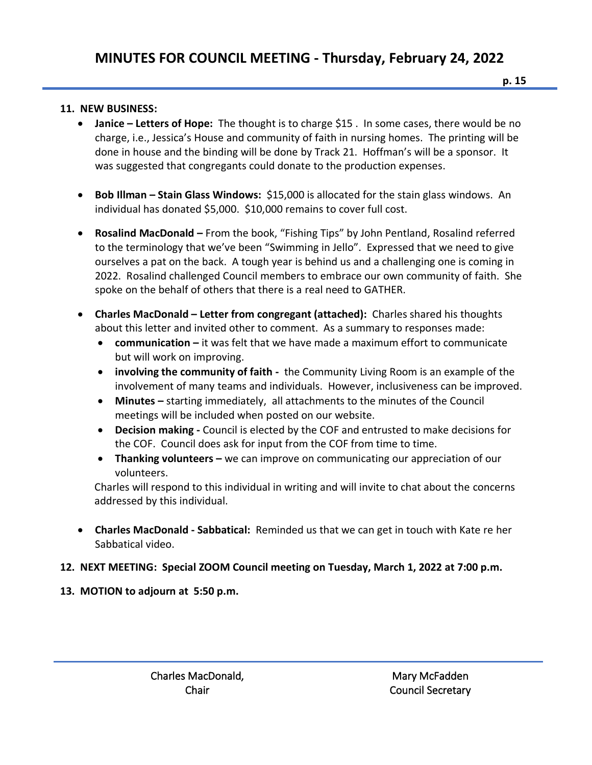**11. NEW BUSINESS:**

- **Janice – Letters of Hope:** The thought is to charge $15 . In some cases, there would be no charge, i.e., Jessica's House and community of faith in nursing homes. The printing will be done in house and the binding will be done by Track 21. Hoffman's will be a sponsor. It was suggested that congregants could donate to the production expenses.

- **Bob Illman – Stain Glass Windows:** $15,000 is allocated for the stain glass windows. An individual has donated $5,000. $10,000 remains to cover full cost.

- **Rosalind MacDonald –** From the book, "Fishing Tips" by John Pentland, Rosalind referred to the terminology that we've been "Swimming in Jello". Expressed that we need to give ourselves a pat on the back. A tough year is behind us and a challenging one is coming in 2022. Rosalind challenged Council members to embrace our own community of faith. She spoke on the behalf of others that there is a real need to GATHER.

- **Charles MacDonald – Letter from congregant (attached):** Charles shared his thoughts about this letter and invited other to comment. As a summary to responses made:
  - **communication –** it was felt that we have made a maximum effort to communicate but will work on improving.
  - **involving the community of faith -** the Community Living Room is an example of the involvement of many teams and individuals. However, inclusiveness can be improved.
  - **Minutes –** starting immediately, all attachments to the minutes of the Council meetings will be included when posted on our website.
  - **Decision making -** Council is elected by the COF and entrusted to make decisions for the COF. Council does ask for input from the COF from time to time.
  - **Thanking volunteers –** we can improve on communicating our appreciation of our volunteers.

  Charles will respond to this individual in writing and will invite to chat about the concerns addressed by this individual.

- **Charles MacDonald - Sabbatical:** Reminded us that we can get in touch with Kate re her Sabbatical video.

**12. NEXT MEETING: Special ZOOM Council meeting on Tuesday, March 1, 2022 at 7:00 p.m.**

**13. MOTION to adjourn at 5:50 p.m.**

Charles MacDonald,
Chair

Mary McFadden
Council Secretary